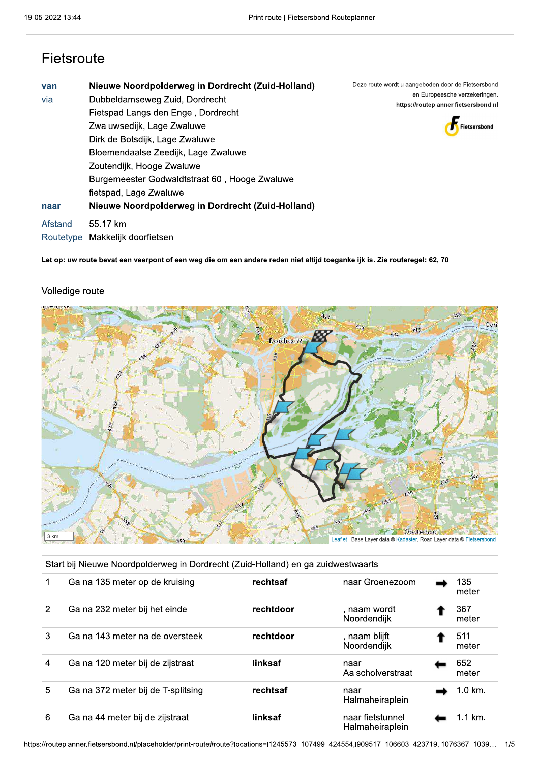# Fietsroute

| | |
|---|---|
| van | **Nieuwe Noordpolderweg in Dordrecht (Zuid-Holland)** |
| via | Dubbeldamseweg Zuid, Dordrecht |
| | Fietspad Langs den Engel, Dordrecht |
| | Zwaluwsedijk, Lage Zwaluwe |
| | Dirk de Botsdijk, Lage Zwaluwe |
| | Bloemendaalse Zeedijk, Lage Zwaluwe |
| | Zoutendijk, Hooge Zwaluwe |
| | Burgemeester Godwaldtstraat 60 , Hooge Zwaluwe |
| | fietspad, Lage Zwaluwe |
| naar | **Nieuwe Noordpolderweg in Dordrecht (Zuid-Holland)** |
| Afstand | 55.17 km |
| Routetype | Makkelijk doorfietsen |

Deze route wordt u aangeboden door de Fietsersbond en Europeesche verzekeringen.
**https://routeplanner.fietsersbond.nl**

Fietsersbond

**Let op: uw route bevat een veerpont of een weg die om een andere reden niet altijd toegankelijk is. Zie routeregel: 62, 70**

## Volledige route

Leaflet | Base Layer data © Kadaster, Road Layer data © Fietsersbond

Start bij Nieuwe Noordpolderweg in Dordrecht (Zuid-Holland) en ga zuidwestwaarts

| | | | | | |
|---|---|---|---|---|---|
| 1 | Ga na 135 meter op de kruising | **rechtsaf** | naar Groenezoomm | ➡ | 135 meter |
| 2 | Ga na 232 meter bij het einde | **rechtdoor** | , naam wordt Noordendijk | ⬆ | 367 meter |
| 3 | Ga na 143 meter na de oversteek | **rechtdoor** | , naam blijft Noordendijk | ⬆ | 511 meter |
| 4 | Ga na 120 meter bij de zijstraat | **linksaf** | naar Aalscholverstraat | ⬅ | 652 meter |
| 5 | Ga na 372 meter bij de T-splitsing | **rechtsaf** | naar Halmaheiraplein | ➡ | 1.0 km. |
| 6 | Ga na 44 meter bij de zijstraat | **linksaf** | naar fietstunnel Halmaheiraplein | ⬅ | 1.1 km. |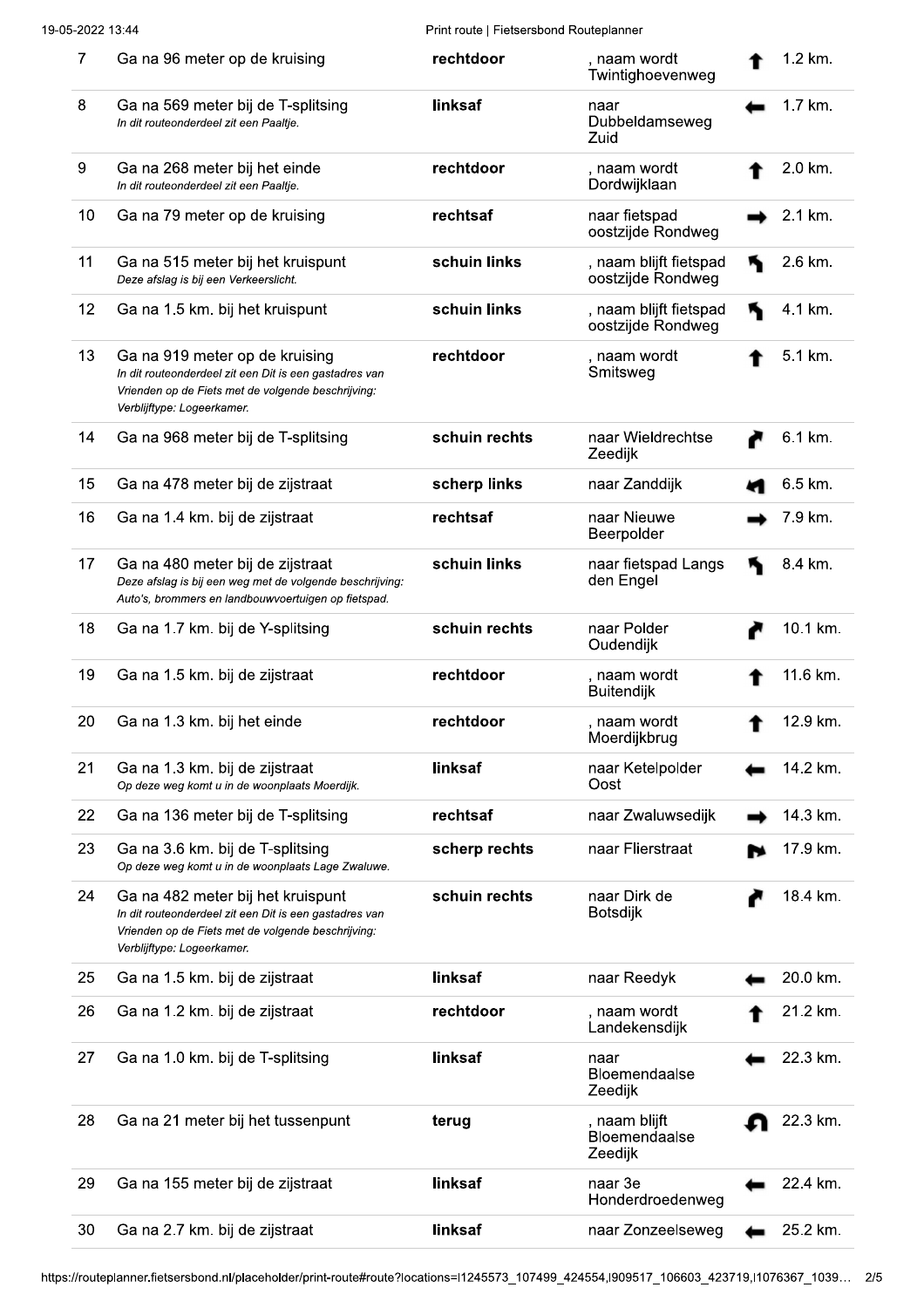| # | Instructie | Richting | Naam | Pijl | Afstand |
|---|---|---|---|---|---|
| 7 | Ga na 96 meter op de kruising | **rechtdoor** | , naam wordt Twintighoevenweg | ↑ | 1.2 km. |
| 8 | Ga na 569 meter bij de T-splitsing<br>*In dit routeonderdeel zit een Paaltje.* | **linksaf** | naar Dubbeldamseweg Zuid | ← | 1.7 km. |
| 9 | Ga na 268 meter bij het einde<br>*In dit routeonderdeel zit een Paaltje.* | **rechtdoor** | , naam wordt Dordwijklaan | ↑ | 2.0 km. |
| 10 | Ga na 79 meter op de kruising | **rechtsaf** | naar fietspad oostzijde Rondweg | → | 2.1 km. |
| 11 | Ga na 515 meter bij het kruispunt<br>*Deze afslag is bij een Verkeerslicht.* | **schuin links** | , naam blijft fietspad oostzijde Rondweg | ↖ | 2.6 km. |
| 12 | Ga na 1.5 km. bij het kruispunt | **schuin links** | , naam blijft fietspad oostzijde Rondweg | ↖ | 4.1 km. |
| 13 | Ga na 919 meter op de kruising<br>*In dit routeonderdeel zit een Dit is een gastadres van Vrienden op de Fiets met de volgende beschrijving: Verblijftype: Logeerkamer.* | **rechtdoor** | , naam wordt Smitsweg | ↑ | 5.1 km. |
| 14 | Ga na 968 meter bij de T-splitsing | **schuin rechts** | naar Wieldrechtse Zeedijk | ↗ | 6.1 km. |
| 15 | Ga na 478 meter bij de zijstraat | **scherp links** | naar Zanddijk | ↙ | 6.5 km. |
| 16 | Ga na 1.4 km. bij de zijstraat | **rechtsaf** | naar Nieuwe Beerpolder | → | 7.9 km. |
| 17 | Ga na 480 meter bij de zijstraat<br>*Deze afslag is bij een weg met de volgende beschrijving: Auto's, brommers en landbouwvoertuigen op fietspad.* | **schuin links** | naar fietspad Langs den Engel | ↖ | 8.4 km. |
| 18 | Ga na 1.7 km. bij de Y-splitsing | **schuin rechts** | naar Polder Oudendijk | ↗ | 10.1 km. |
| 19 | Ga na 1.5 km. bij de zijstraat | **rechtdoor** | , naam wordt Buitendijk | ↑ | 11.6 km. |
| 20 | Ga na 1.3 km. bij het einde | **rechtdoor** | , naam wordt Moerdijkbrug | ↑ | 12.9 km. |
| 21 | Ga na 1.3 km. bij de zijstraat<br>*Op deze weg komt u in de woonplaats Moerdijk.* | **linksaf** | naar Ketelpolder Oost | ← | 14.2 km. |
| 22 | Ga na 136 meter bij de T-splitsing | **rechtsaf** | naar Zwaluwsedijk | → | 14.3 km. |
| 23 | Ga na 3.6 km. bij de T-splitsing<br>*Op deze weg komt u in de woonplaats Lage Zwaluwe.* | **scherp rechts** | naar Flierstraat | ↘ | 17.9 km. |
| 24 | Ga na 482 meter bij het kruispunt<br>*In dit routeonderdeel zit een Dit is een gastadres van Vrienden op de Fiets met de volgende beschrijving: Verblijftype: Logeerkamer.* | **schuin rechts** | naar Dirk de Botsdijk | ↗ | 18.4 km. |
| 25 | Ga na 1.5 km. bij de zijstraat | **linksaf** | naar Reedyk | ← | 20.0 km. |
| 26 | Ga na 1.2 km. bij de zijstraat | **rechtdoor** | , naam wordt Landekensdijk | ↑ | 21.2 km. |
| 27 | Ga na 1.0 km. bij de T-splitsing | **linksaf** | naar Bloemendaalse Zeedijk | ← | 22.3 km. |
| 28 | Ga na 21 meter bij het tussenpunt | **terug** | , naam blijft Bloemendaalse Zeedijk | ↶ | 22.3 km. |
| 29 | Ga na 155 meter bij de zijstraat | **linksaf** | naar 3e Honderdroedenweg | ← | 22.4 km. |
| 30 | Ga na 2.7 km. bij de zijstraat | **linksaf** | naar Zonzeelseweg | ← | 25.2 km. |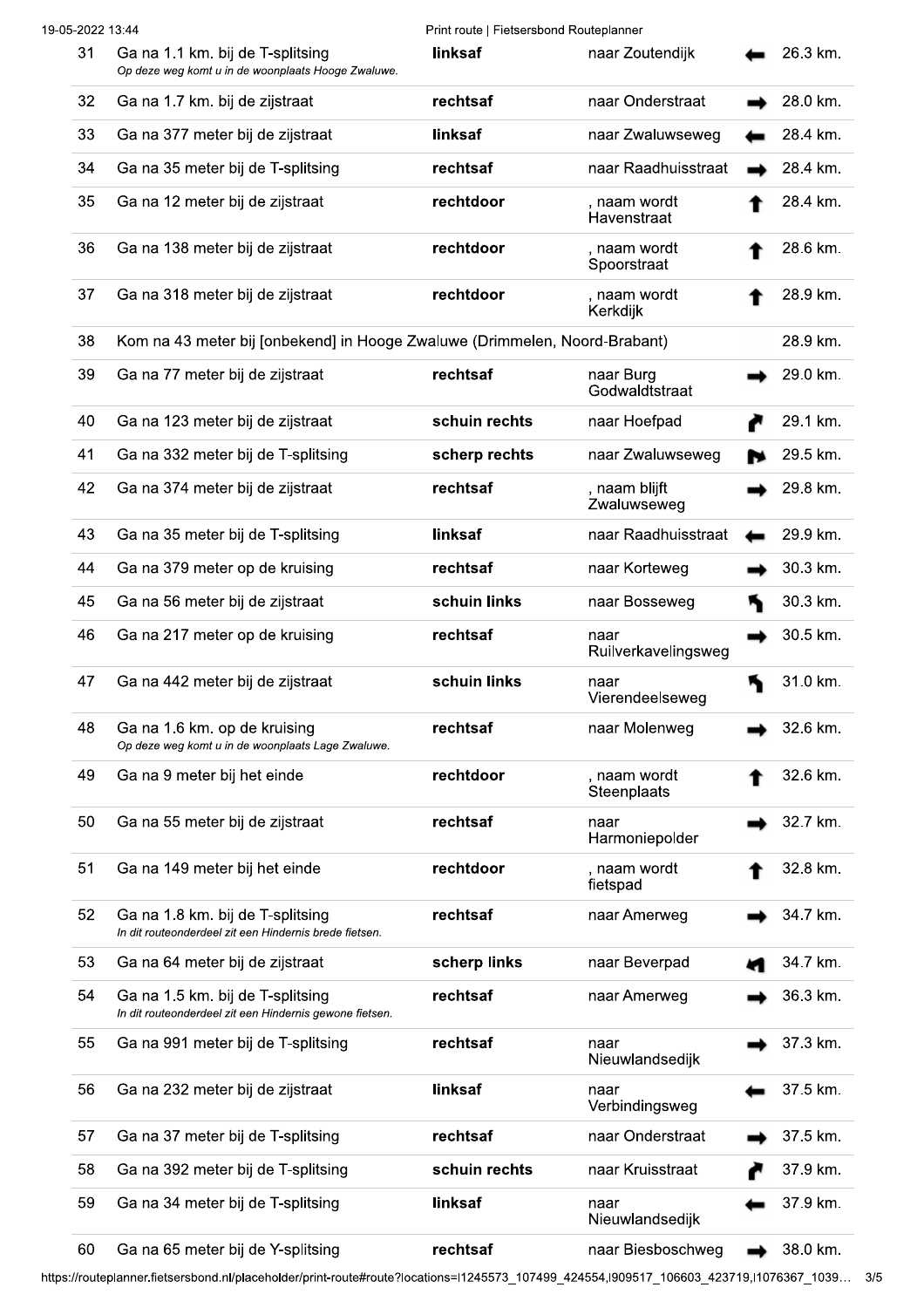| | | | | | |
|---|---|---|---|---|---|
| 31 | Ga na 1.1 km. bij de T-splitsing<br>*Op deze weg komt u in de woonplaats Hooge Zwaluwe.* | **linksaf** | naar Zoutendijk | ← | 26.3 km. |
| 32 | Ga na 1.7 km. bij de zijstraat | **rechtsaf** | naar Onderstraat | → | 28.0 km. |
| 33 | Ga na 377 meter bij de zijstraat | **linksaf** | naar Zwaluwseweg | ← | 28.4 km. |
| 34 | Ga na 35 meter bij de T-splitsing | **rechtsaf** | naar Raadhuisstraat | → | 28.4 km. |
| 35 | Ga na 12 meter bij de zijstraat | **rechtdoor** | , naam wordt Havenstraat | ↑ | 28.4 km. |
| 36 | Ga na 138 meter bij de zijstraat | **rechtdoor** | , naam wordt Spoorstraat | ↑ | 28.6 km. |
| 37 | Ga na 318 meter bij de zijstraat | **rechtdoor** | , naam wordt Kerkdijk | ↑ | 28.9 km. |
| 38 | Kom na 43 meter bij [onbekend] in Hooge Zwaluwe (Drimmelen, Noord-Brabant) | | | | 28.9 km. |
| 39 | Ga na 77 meter bij de zijstraat | **rechtsaf** | naar Burg Godwaldtstraat | → | 29.0 km. |
| 40 | Ga na 123 meter bij de zijstraat | **schuin rechts** | naar Hoefpad | ↗ | 29.1 km. |
| 41 | Ga na 332 meter bij de T-splitsing | **scherp rechts** | naar Zwaluwseweg | ↘ | 29.5 km. |
| 42 | Ga na 374 meter bij de zijstraat | **rechtsaf** | , naam blijft Zwaluwseweg | → | 29.8 km. |
| 43 | Ga na 35 meter bij de T-splitsing | **linksaf** | naar Raadhuisstraat | ← | 29.9 km. |
| 44 | Ga na 379 meter op de kruising | **rechtsaf** | naar Korteweg | → | 30.3 km. |
| 45 | Ga na 56 meter bij de zijstraat | **schuin links** | naar Bosseweg | ↖ | 30.3 km. |
| 46 | Ga na 217 meter op de kruising | **rechtsaf** | naar Ruilverkavelingsweg | → | 30.5 km. |
| 47 | Ga na 442 meter bij de zijstraat | **schuin links** | naar Vierendeelseweg | ↖ | 31.0 km. |
| 48 | Ga na 1.6 km. op de kruising<br>*Op deze weg komt u in de woonplaats Lage Zwaluwe.* | **rechtsaf** | naar Molenweg | → | 32.6 km. |
| 49 | Ga na 9 meter bij het einde | **rechtdoor** | , naam wordt Steenplaats | ↑ | 32.6 km. |
| 50 | Ga na 55 meter bij de zijstraat | **rechtsaf** | naar Harmoniepolder | → | 32.7 km. |
| 51 | Ga na 149 meter bij het einde | **rechtdoor** | , naam wordt fietspad | ↑ | 32.8 km. |
| 52 | Ga na 1.8 km. bij de T-splitsing<br>*In dit routeonderdeel zit een Hindernis brede fietsen.* | **rechtsaf** | naar Amerweg | → | 34.7 km. |
| 53 | Ga na 64 meter bij de zijstraat | **scherp links** | naar Beverpad | ↙ | 34.7 km. |
| 54 | Ga na 1.5 km. bij de T-splitsing<br>*In dit routeonderdeel zit een Hindernis gewone fietsen.* | **rechtsaf** | naar Amerweg | → | 36.3 km. |
| 55 | Ga na 991 meter bij de T-splitsing | **rechtsaf** | naar Nieuwlandsedijk | → | 37.3 km. |
| 56 | Ga na 232 meter bij de zijstraat | **linksaf** | naar Verbindingsweg | ← | 37.5 km. |
| 57 | Ga na 37 meter bij de T-splitsing | **rechtsaf** | naar Onderstraat | → | 37.5 km. |
| 58 | Ga na 392 meter bij de T-splitsing | **schuin rechts** | naar Kruisstraat | ↗ | 37.9 km. |
| 59 | Ga na 34 meter bij de T-splitsing | **linksaf** | naar Nieuwlandsedijk | ← | 37.9 km. |
| 60 | Ga na 65 meter bij de Y-splitsing | **rechtsaf** | naar Biesboschweg | → | 38.0 km. |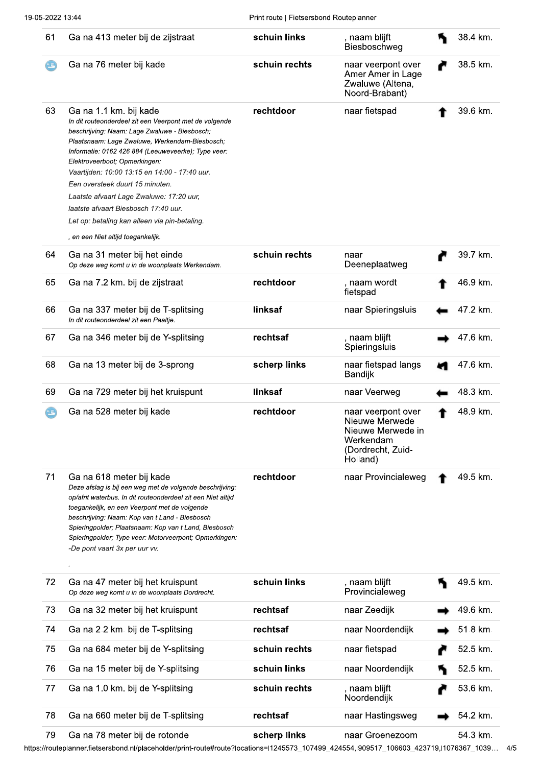| | | | | | |
|---|---|---|---|---|---|
| 61 | Ga na 413 meter bij de zijstraat | **schuin links** | , naam blijft Biesboschweg | | 38.4 km. |
| | Ga na 76 meter bij kade | **schuin rechts** | naar veerpont over Amer Amer in Lage Zwaluwe (Altena, Noord-Brabant) | | 38.5 km. |
| 63 | Ga na 1.1 km. bij kade<br>*In dit routeonderdeel zit een Veerpont met de volgende beschrijving: Naam: Lage Zwaluwe - Biesbosch; Plaatsnaam: Lage Zwaluwe, Werkendam-Biesbosch; Informatie: 0162 426 884 (Leeuweveerke); Type veer: Elektroveerboot; Opmerkingen:*<br>*Vaartijden: 10:00 13:15 en 14:00 - 17:40 uur.*<br>*Een oversteek duurt 15 minuten.*<br>*Laatste afvaart Lage Zwaluwe: 17:20 uur,*<br>*laatste afvaart Biesbosch 17:40 uur.*<br>*Let op: betaling kan alleen via pin-betaling.*<br>*, en een Niet altijd toegankelijk.* | **rechtdoor** | naar fietspad | | 39.6 km. |
| 64 | Ga na 31 meter bij het einde<br>*Op deze weg komt u in de woonplaats Werkendam.* | **schuin rechts** | naar Deeneplaatweg | | 39.7 km. |
| 65 | Ga na 7.2 km. bij de zijstraat | **rechtdoor** | , naam wordt fietspad | | 46.9 km. |
| 66 | Ga na 337 meter bij de T-splitsing<br>*In dit routeonderdeel zit een Paaltje.* | **linksaf** | naar Spieringsluis | | 47.2 km. |
| 67 | Ga na 346 meter bij de Y-splitsing | **rechtsaf** | , naam blijft Spieringsluis | | 47.6 km. |
| 68 | Ga na 13 meter bij de 3-sprong | **scherp links** | naar fietspad langs Bandijk | | 47.6 km. |
| 69 | Ga na 729 meter bij het kruispunt | **linksaf** | naar Veerweg | | 48.3 km. |
| | Ga na 528 meter bij kade | **rechtdoor** | naar veerpont over Nieuwe Merwede Nieuwe Merwede in Werkendam (Dordrecht, Zuid-Holland) | | 48.9 km. |
| 71 | Ga na 618 meter bij kade<br>*Deze afslag is bij een weg met de volgende beschrijving: op/afrit waterbus. In dit routeonderdeel zit een Niet altijd toegankelijk, en een Veerpont met de volgende beschrijving: Naam: Kop van t Land - Biesbosch Spieringpolder; Plaatsnaam: Kop van t Land, Biesbosch Spieringpolder; Type veer: Motorveerpont; Opmerkingen: -De pont vaart 3x per uur vv.*<br>. | **rechtdoor** | naar Provincialeweg | | 49.5 km. |
| 72 | Ga na 47 meter bij het kruispunt<br>*Op deze weg komt u in de woonplaats Dordrecht.* | **schuin links** | , naam blijft Provincialeweg | | 49.5 km. |
| 73 | Ga na 32 meter bij het kruispunt | **rechtsaf** | naar Zeedijk | | 49.6 km. |
| 74 | Ga na 2.2 km. bij de T-splitsing | **rechtsaf** | naar Noordendijk | | 51.8 km. |
| 75 | Ga na 684 meter bij de Y-splitsing | **schuin rechts** | naar fietspad | | 52.5 km. |
| 76 | Ga na 15 meter bij de Y-splitsing | **schuin links** | naar Noordendijk | | 52.5 km. |
| 77 | Ga na 1.0 km. bij de Y-splitsing | **schuin rechts** | , naam blijft Noordendijk | | 53.6 km. |
| 78 | Ga na 660 meter bij de T-splitsing | **rechtsaf** | naar Hastingsweg | | 54.2 km. |
| 79 | Ga na 78 meter bij de rotonde | **scherp links** | naar Groenezoom | | 54.3 km. |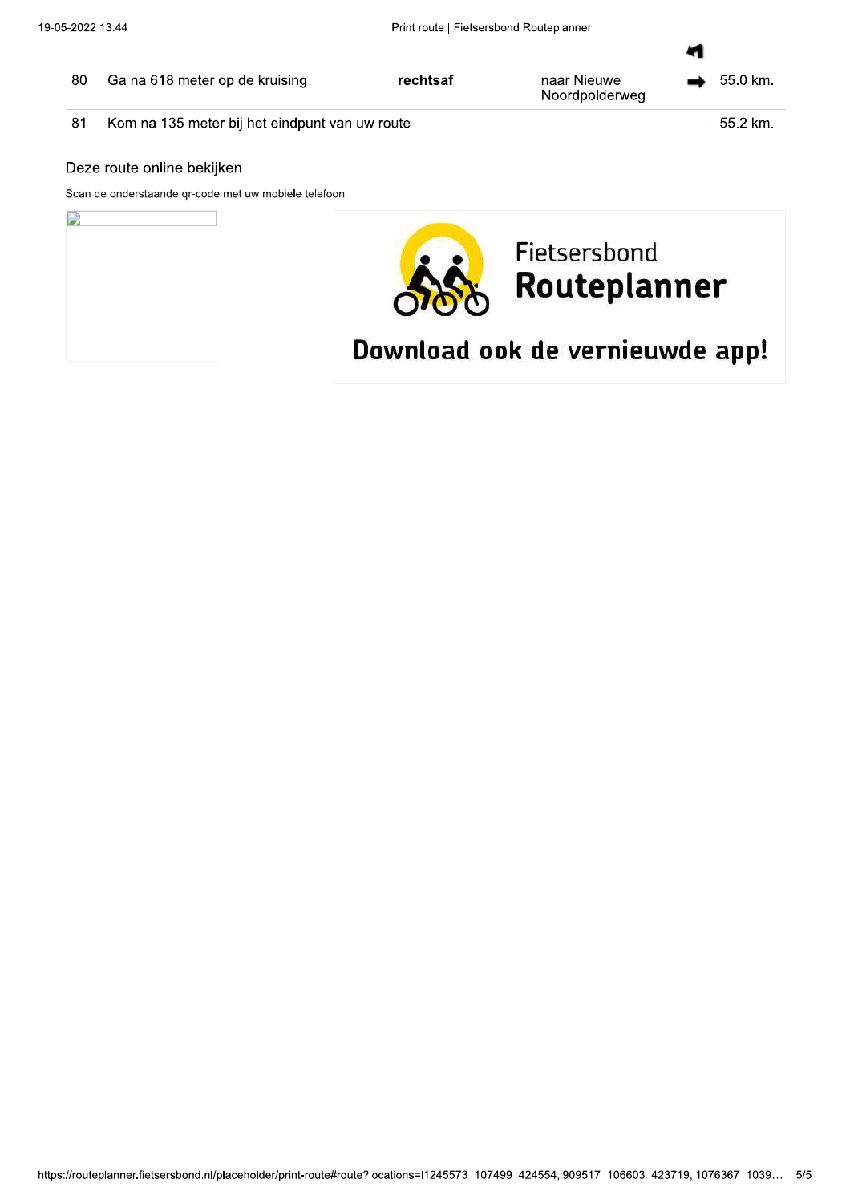| | | | | |
|---|---|---|---|---|
| 80 | Ga na 618 meter op de kruising | **rechtsaf** | naar Nieuwe Noordpolderweg | 55.0 km. |
| 81 | Kom na 135 meter bij het eindpunt van uw route | | | 55.2 km. |

Deze route online bekijken

Scan de onderstaande qr-code met uw mobiele telefoon

Fietsersbond **Routeplanner**

**Download ook de vernieuwde app!**